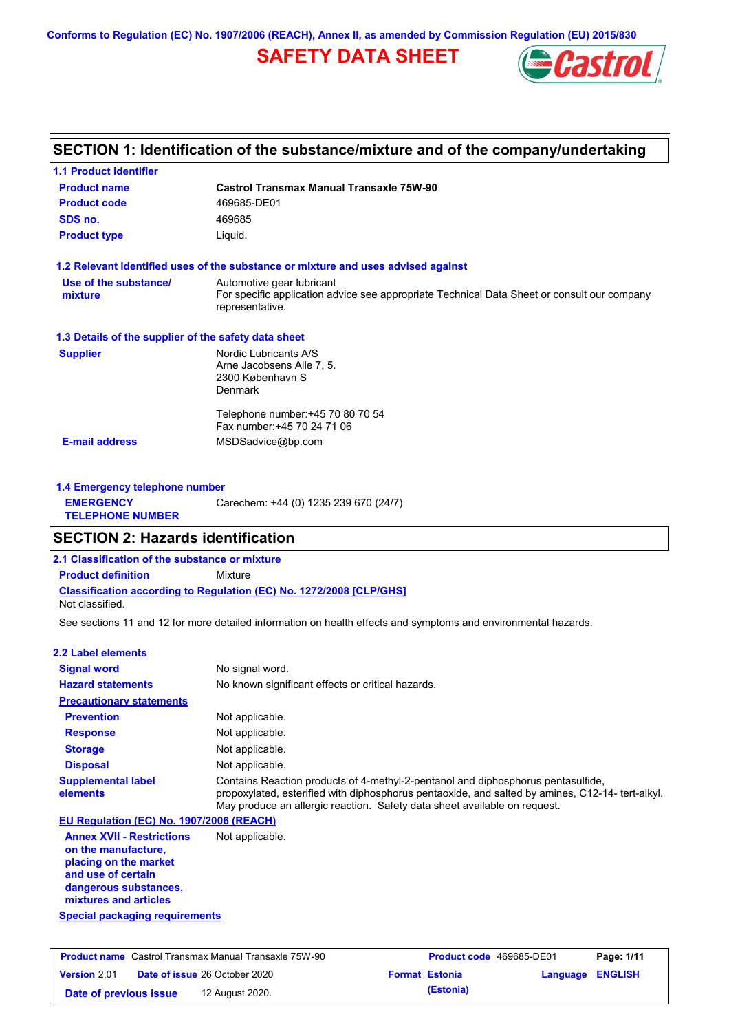Conforms to Regulation (EC) No. 1907/2006 (REACH), Annex II, as amended by Commission Regulation (EU) 2015/830

# SAFETY DATA SHEET

## SECTION 1: Identification of the substance/mixture and of the company/undertaking

### 1.1 Product identifier

| | |
|---|---|
| **Product name** | **Castrol Transmax Manual Transaxle 75W-90** |
| **Product code** | 469685-DE01 |
| **SDS no.** | 469685 |
| **Product type** | Liquid. |

### 1.2 Relevant identified uses of the substance or mixture and uses advised against

| | |
|---|---|
| **Use of the substance/ mixture** | Automotive gear lubricant<br>For specific application advice see appropriate Technical Data Sheet or consult our company representative. |

### 1.3 Details of the supplier of the safety data sheet

| | |
|---|---|
| **Supplier** | Nordic Lubricants A/S<br>Arne Jacobsens Alle 7, 5.<br>2300 København S<br>Denmark<br><br>Telephone number:+45 70 80 70 54<br>Fax number:+45 70 24 71 06 |
| **E-mail address** | MSDSadvice@bp.com |

### 1.4 Emergency telephone number

| | |
|---|---|
| **EMERGENCY TELEPHONE NUMBER** | Carechem: +44 (0) 1235 239 670 (24/7) |

## SECTION 2: Hazards identification

### 2.1 Classification of the substance or mixture

**Product definition** Mixture

**Classification according to Regulation (EC) No. 1272/2008 [CLP/GHS]**

Not classified.

See sections 11 and 12 for more detailed information on health effects and symptoms and environmental hazards.

### 2.2 Label elements

| | |
|---|---|
| **Signal word** | No signal word. |
| **Hazard statements** | No known significant effects or critical hazards. |

**Precautionary statements**

| | |
|---|---|
| **Prevention** | Not applicable. |
| **Response** | Not applicable. |
| **Storage** | Not applicable. |
| **Disposal** | Not applicable. |
| **Supplemental label elements** | Contains Reaction products of 4-methyl-2-pentanol and diphosphorus pentasulfide, propoxylated, esterified with diphosphorus pentaoxide, and salted by amines, C12-14- tert-alkyl. May produce an allergic reaction. Safety data sheet available on request. |

**EU Regulation (EC) No. 1907/2006 (REACH)**

| | |
|---|---|
| **Annex XVII - Restrictions on the manufacture, placing on the market and use of certain dangerous substances, mixtures and articles** | Not applicable. |

**Special packaging requirements**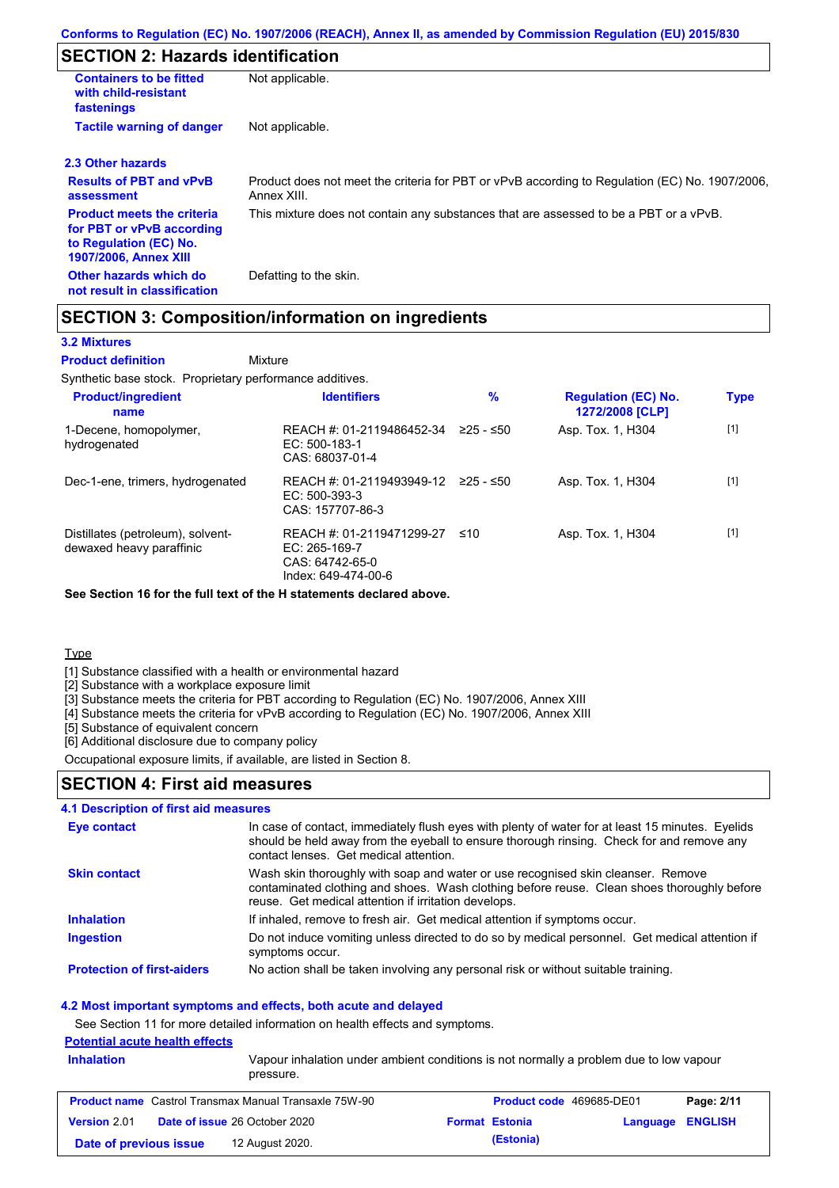## SECTION 2: Hazards identification

| | |
|---|---|
| **Containers to be fitted with child-resistant fastenings** | Not applicable. |
| **Tactile warning of danger** | Not applicable. |

### 2.3 Other hazards

| | |
|---|---|
| **Results of PBT and vPvB assessment** | Product does not meet the criteria for PBT or vPvB according to Regulation (EC) No. 1907/2006, Annex XIII. |
| **Product meets the criteria for PBT or vPvB according to Regulation (EC) No. 1907/2006, Annex XIII** | This mixture does not contain any substances that are assessed to be a PBT or a vPvB. |
| **Other hazards which do not result in classification** | Defatting to the skin. |

## SECTION 3: Composition/information on ingredients

### 3.2 Mixtures

**Product definition** Mixture

Synthetic base stock. Proprietary performance additives.

| Product/ingredient name | Identifiers | % | Regulation (EC) No. 1272/2008 [CLP] | Type |
|---|---|---|---|---|
| 1-Decene, homopolymer, hydrogenated | REACH #: 01-2119486452-34<br>EC: 500-183-1<br>CAS: 68037-01-4 | ≥25 - ≤50 | Asp. Tox. 1, H304 | [1] |
| Dec-1-ene, trimers, hydrogenated | REACH #: 01-2119493949-12<br>EC: 500-393-3<br>CAS: 157707-86-3 | ≥25 - ≤50 | Asp. Tox. 1, H304 | [1] |
| Distillates (petroleum), solvent-dewaxed heavy paraffinic | REACH #: 01-2119471299-27<br>EC: 265-169-7<br>CAS: 64742-65-0<br>Index: 649-474-00-6 | ≤10 | Asp. Tox. 1, H304 | [1] |

**See Section 16 for the full text of the H statements declared above.**

Type

[1] Substance classified with a health or environmental hazard
[2] Substance with a workplace exposure limit
[3] Substance meets the criteria for PBT according to Regulation (EC) No. 1907/2006, Annex XIII
[4] Substance meets the criteria for vPvB according to Regulation (EC) No. 1907/2006, Annex XIII
[5] Substance of equivalent concern
[6] Additional disclosure due to company policy

Occupational exposure limits, if available, are listed in Section 8.

## SECTION 4: First aid measures

### 4.1 Description of first aid measures

| | |
|---|---|
| **Eye contact** | In case of contact, immediately flush eyes with plenty of water for at least 15 minutes. Eyelids should be held away from the eyeball to ensure thorough rinsing. Check for and remove any contact lenses. Get medical attention. |
| **Skin contact** | Wash skin thoroughly with soap and water or use recognised skin cleanser. Remove contaminated clothing and shoes. Wash clothing before reuse. Clean shoes thoroughly before reuse. Get medical attention if irritation develops. |
| **Inhalation** | If inhaled, remove to fresh air. Get medical attention if symptoms occur. |
| **Ingestion** | Do not induce vomiting unless directed to do so by medical personnel. Get medical attention if symptoms occur. |
| **Protection of first-aiders** | No action shall be taken involving any personal risk or without suitable training. |

### 4.2 Most important symptoms and effects, both acute and delayed

See Section 11 for more detailed information on health effects and symptoms.

**Potential acute health effects**

| | |
|---|---|
| **Inhalation** | Vapour inhalation under ambient conditions is not normally a problem due to low vapour pressure. |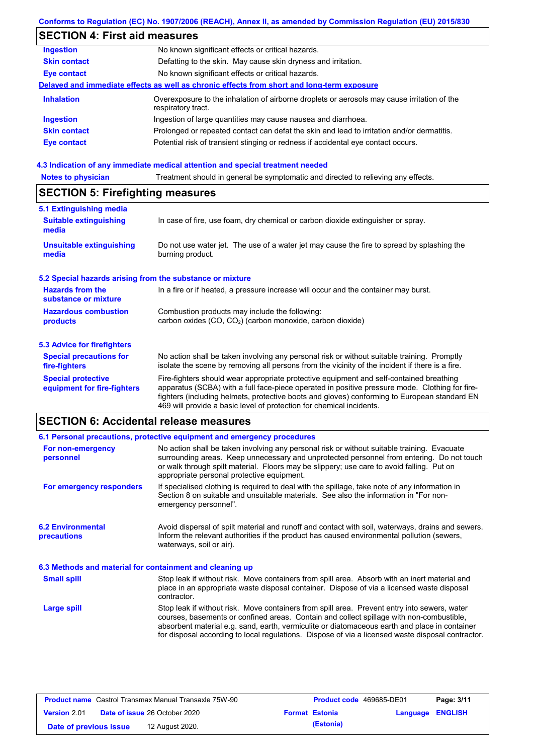## SECTION 4: First aid measures

| | |
|---|---|
| **Ingestion** | No known significant effects or critical hazards. |
| **Skin contact** | Defatting to the skin. May cause skin dryness and irritation. |
| **Eye contact** | No known significant effects or critical hazards. |

**Delayed and immediate effects as well as chronic effects from short and long-term exposure**

| | |
|---|---|
| **Inhalation** | Overexposure to the inhalation of airborne droplets or aerosols may cause irritation of the respiratory tract. |
| **Ingestion** | Ingestion of large quantities may cause nausea and diarrhoea. |
| **Skin contact** | Prolonged or repeated contact can defat the skin and lead to irritation and/or dermatitis. |
| **Eye contact** | Potential risk of transient stinging or redness if accidental eye contact occurs. |

### 4.3 Indication of any immediate medical attention and special treatment needed

| | |
|---|---|
| **Notes to physician** | Treatment should in general be symptomatic and directed to relieving any effects. |

## SECTION 5: Firefighting measures

### 5.1 Extinguishing media

| | |
|---|---|
| **Suitable extinguishing media** | In case of fire, use foam, dry chemical or carbon dioxide extinguisher or spray. |
| **Unsuitable extinguishing media** | Do not use water jet. The use of a water jet may cause the fire to spread by splashing the burning product. |

### 5.2 Special hazards arising from the substance or mixture

| | |
|---|---|
| **Hazards from the substance or mixture** | In a fire or if heated, a pressure increase will occur and the container may burst. |
| **Hazardous combustion products** | Combustion products may include the following: carbon oxides (CO, $CO_2$) (carbon monoxide, carbon dioxide) |

### 5.3 Advice for firefighters

| | |
|---|---|
| **Special precautions for fire-fighters** | No action shall be taken involving any personal risk or without suitable training. Promptly isolate the scene by removing all persons from the vicinity of the incident if there is a fire. |
| **Special protective equipment for fire-fighters** | Fire-fighters should wear appropriate protective equipment and self-contained breathing apparatus (SCBA) with a full face-piece operated in positive pressure mode. Clothing for fire-fighters (including helmets, protective boots and gloves) conforming to European standard EN 469 will provide a basic level of protection for chemical incidents. |

## SECTION 6: Accidental release measures

### 6.1 Personal precautions, protective equipment and emergency procedures

| | |
|---|---|
| **For non-emergency personnel** | No action shall be taken involving any personal risk or without suitable training. Evacuate surrounding areas. Keep unnecessary and unprotected personnel from entering. Do not touch or walk through spilt material. Floors may be slippery; use care to avoid falling. Put on appropriate personal protective equipment. |
| **For emergency responders** | If specialised clothing is required to deal with the spillage, take note of any information in Section 8 on suitable and unsuitable materials. See also the information in "For non-emergency personnel". |

| | |
|---|---|
| **6.2 Environmental precautions** | Avoid dispersal of spilt material and runoff and contact with soil, waterways, drains and sewers. Inform the relevant authorities if the product has caused environmental pollution (sewers, waterways, soil or air). |

### 6.3 Methods and material for containment and cleaning up

| | |
|---|---|
| **Small spill** | Stop leak if without risk. Move containers from spill area. Absorb with an inert material and place in an appropriate waste disposal container. Dispose of via a licensed waste disposal contractor. |
| **Large spill** | Stop leak if without risk. Move containers from spill area. Prevent entry into sewers, water courses, basements or confined areas. Contain and collect spillage with non-combustible, absorbent material e.g. sand, earth, vermiculite or diatomaceous earth and place in container for disposal according to local regulations. Dispose of via a licensed waste disposal contractor. |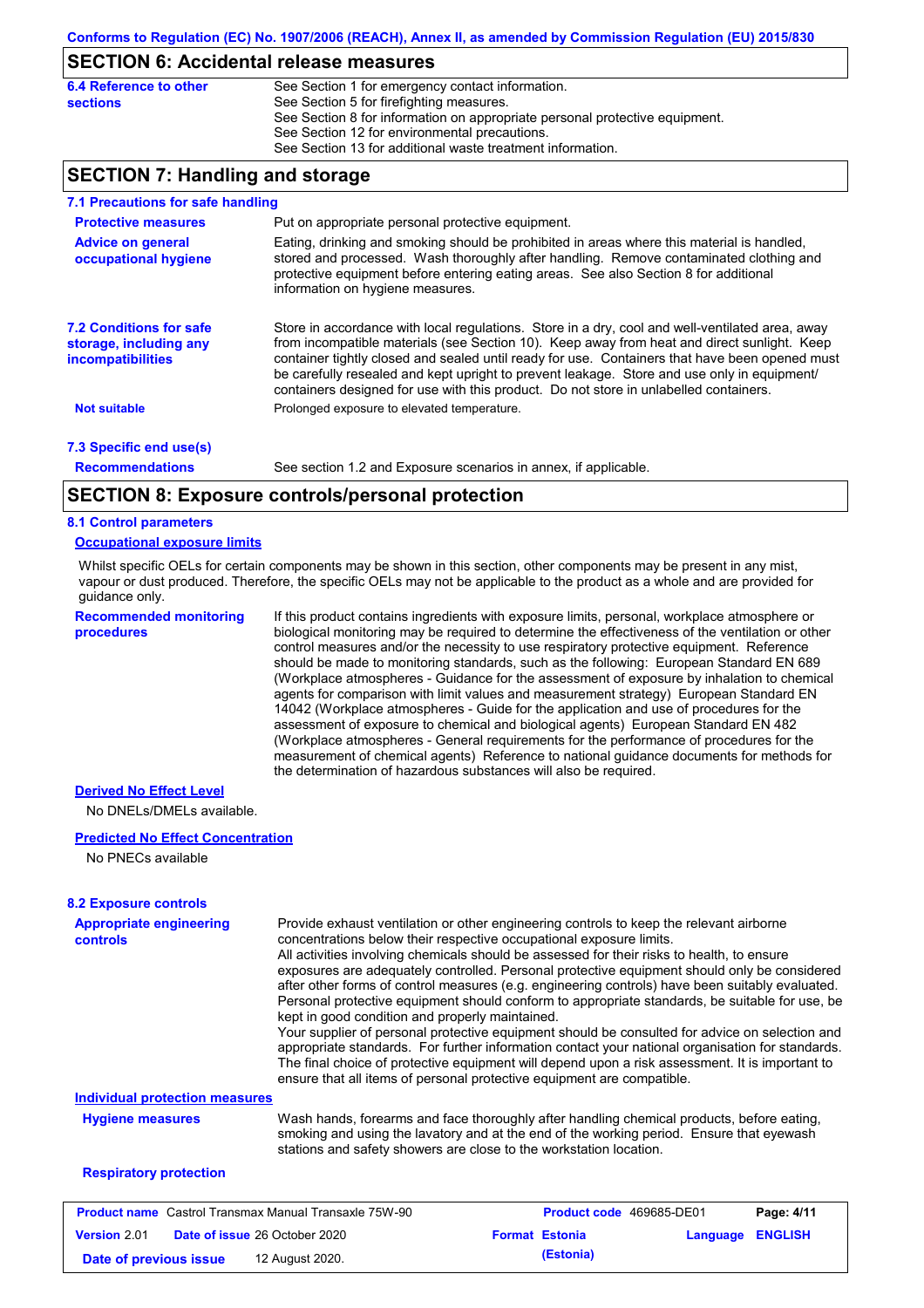## SECTION 6: Accidental release measures

**6.4 Reference to other sections**

See Section 1 for emergency contact information.
See Section 5 for firefighting measures.
See Section 8 for information on appropriate personal protective equipment.
See Section 12 for environmental precautions.
See Section 13 for additional waste treatment information.

## SECTION 7: Handling and storage

### 7.1 Precautions for safe handling

**Protective measures**
Put on appropriate personal protective equipment.

**Advice on general occupational hygiene**
Eating, drinking and smoking should be prohibited in areas where this material is handled, stored and processed. Wash thoroughly after handling. Remove contaminated clothing and protective equipment before entering eating areas. See also Section 8 for additional information on hygiene measures.

### 7.2 Conditions for safe storage, including any incompatibilities

Store in accordance with local regulations. Store in a dry, cool and well-ventilated area, away from incompatible materials (see Section 10). Keep away from heat and direct sunlight. Keep container tightly closed and sealed until ready for use. Containers that have been opened must be carefully resealed and kept upright to prevent leakage. Store and use only in equipment/ containers designed for use with this product. Do not store in unlabelled containers.

**Not suitable**
Prolonged exposure to elevated temperature.

### 7.3 Specific end use(s)

**Recommendations**
See section 1.2 and Exposure scenarios in annex, if applicable.

## SECTION 8: Exposure controls/personal protection

### 8.1 Control parameters

**Occupational exposure limits**

Whilst specific OELs for certain components may be shown in this section, other components may be present in any mist, vapour or dust produced. Therefore, the specific OELs may not be applicable to the product as a whole and are provided for guidance only.

**Recommended monitoring procedures**
If this product contains ingredients with exposure limits, personal, workplace atmosphere or biological monitoring may be required to determine the effectiveness of the ventilation or other control measures and/or the necessity to use respiratory protective equipment. Reference should be made to monitoring standards, such as the following: European Standard EN 689 (Workplace atmospheres - Guidance for the assessment of exposure by inhalation to chemical agents for comparison with limit values and measurement strategy) European Standard EN 14042 (Workplace atmospheres - Guide for the application and use of procedures for the assessment of exposure to chemical and biological agents) European Standard EN 482 (Workplace atmospheres - General requirements for the performance of procedures for the measurement of chemical agents) Reference to national guidance documents for methods for the determination of hazardous substances will also be required.

**Derived No Effect Level**

No DNELs/DMELs available.

**Predicted No Effect Concentration**

No PNECs available

### 8.2 Exposure controls

**Appropriate engineering controls**
Provide exhaust ventilation or other engineering controls to keep the relevant airborne concentrations below their respective occupational exposure limits.
All activities involving chemicals should be assessed for their risks to health, to ensure exposures are adequately controlled. Personal protective equipment should only be considered after other forms of control measures (e.g. engineering controls) have been suitably evaluated. Personal protective equipment should conform to appropriate standards, be suitable for use, be kept in good condition and properly maintained.
Your supplier of personal protective equipment should be consulted for advice on selection and appropriate standards. For further information contact your national organisation for standards. The final choice of protective equipment will depend upon a risk assessment. It is important to ensure that all items of personal protective equipment are compatible.

**Individual protection measures**

**Hygiene measures**
Wash hands, forearms and face thoroughly after handling chemical products, before eating, smoking and using the lavatory and at the end of the working period. Ensure that eyewash stations and safety showers are close to the workstation location.

**Respiratory protection**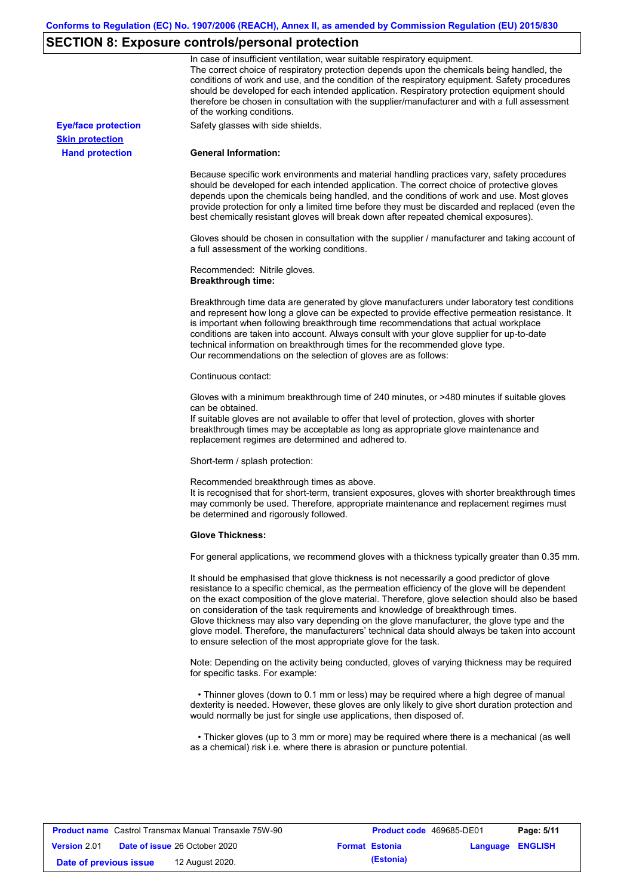## SECTION 8: Exposure controls/personal protection

In case of insufficient ventilation, wear suitable respiratory equipment.
The correct choice of respiratory protection depends upon the chemicals being handled, the conditions of work and use, and the condition of the respiratory equipment. Safety procedures should be developed for each intended application. Respiratory protection equipment should therefore be chosen in consultation with the supplier/manufacturer and with a full assessment of the working conditions.

**Eye/face protection**

Safety glasses with side shields.

**Skin protection**

**Hand protection**

**General Information:**

Because specific work environments and material handling practices vary, safety procedures should be developed for each intended application. The correct choice of protective gloves depends upon the chemicals being handled, and the conditions of work and use. Most gloves provide protection for only a limited time before they must be discarded and replaced (even the best chemically resistant gloves will break down after repeated chemical exposures).

Gloves should be chosen in consultation with the supplier / manufacturer and taking account of a full assessment of the working conditions.

Recommended: Nitrile gloves.

**Breakthrough time:**

Breakthrough time data are generated by glove manufacturers under laboratory test conditions and represent how long a glove can be expected to provide effective permeation resistance. It is important when following breakthrough time recommendations that actual workplace conditions are taken into account. Always consult with your glove supplier for up-to-date technical information on breakthrough times for the recommended glove type.
Our recommendations on the selection of gloves are as follows:

Continuous contact:

Gloves with a minimum breakthrough time of 240 minutes, or >480 minutes if suitable gloves can be obtained.
If suitable gloves are not available to offer that level of protection, gloves with shorter breakthrough times may be acceptable as long as appropriate glove maintenance and replacement regimes are determined and adhered to.

Short-term / splash protection:

Recommended breakthrough times as above.
It is recognised that for short-term, transient exposures, gloves with shorter breakthrough times may commonly be used. Therefore, appropriate maintenance and replacement regimes must be determined and rigorously followed.

**Glove Thickness:**

For general applications, we recommend gloves with a thickness typically greater than 0.35 mm.

It should be emphasised that glove thickness is not necessarily a good predictor of glove resistance to a specific chemical, as the permeation efficiency of the glove will be dependent on the exact composition of the glove material. Therefore, glove selection should also be based on consideration of the task requirements and knowledge of breakthrough times.
Glove thickness may also vary depending on the glove manufacturer, the glove type and the glove model. Therefore, the manufacturers' technical data should always be taken into account to ensure selection of the most appropriate glove for the task.

Note: Depending on the activity being conducted, gloves of varying thickness may be required for specific tasks. For example:

- Thinner gloves (down to 0.1 mm or less) may be required where a high degree of manual dexterity is needed. However, these gloves are only likely to give short duration protection and would normally be just for single use applications, then disposed of.

- Thicker gloves (up to 3 mm or more) may be required where there is a mechanical (as well as a chemical) risk i.e. where there is abrasion or puncture potential.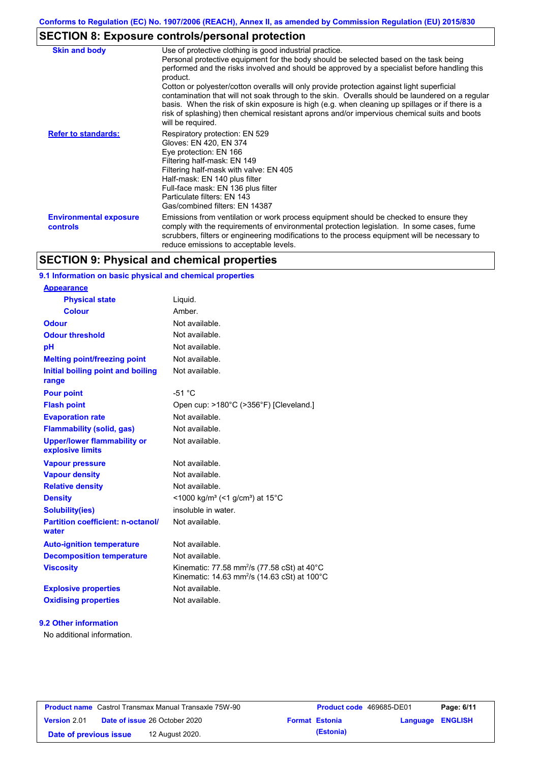## SECTION 8: Exposure controls/personal protection

| | |
|---|---|
| **Skin and body** | Use of protective clothing is good industrial practice. Personal protective equipment for the body should be selected based on the task being performed and the risks involved and should be approved by a specialist before handling this product. Cotton or polyester/cotton overalls will only provide protection against light superficial contamination that will not soak through to the skin. Overalls should be laundered on a regular basis. When the risk of skin exposure is high (e.g. when cleaning up spillages or if there is a risk of splashing) then chemical resistant aprons and/or impervious chemical suits and boots will be required. |
| **Refer to standards:** | Respiratory protection: EN 529<br>Gloves: EN 420, EN 374<br>Eye protection: EN 166<br>Filtering half-mask: EN 149<br>Filtering half-mask with valve: EN 405<br>Half-mask: EN 140 plus filter<br>Full-face mask: EN 136 plus filter<br>Particulate filters: EN 143<br>Gas/combined filters: EN 14387 |
| **Environmental exposure controls** | Emissions from ventilation or work process equipment should be checked to ensure they comply with the requirements of environmental protection legislation. In some cases, fume scrubbers, filters or engineering modifications to the process equipment will be necessary to reduce emissions to acceptable levels. |

## SECTION 9: Physical and chemical properties

### 9.1 Information on basic physical and chemical properties

| | |
|---|---|
| **Appearance** | |
| **Physical state** | Liquid. |
| **Colour** | Amber. |
| **Odour** | Not available. |
| **Odour threshold** | Not available. |
| **pH** | Not available. |
| **Melting point/freezing point** | Not available. |
| **Initial boiling point and boiling range** | Not available. |
| **Pour point** | -51 °C |
| **Flash point** | Open cup: >180°C (>356°F) [Cleveland.] |
| **Evaporation rate** | Not available. |
| **Flammability (solid, gas)** | Not available. |
| **Upper/lower flammability or explosive limits** | Not available. |
| **Vapour pressure** | Not available. |
| **Vapour density** | Not available. |
| **Relative density** | Not available. |
| **Density** | <1000 kg/m³ (<1 g/cm³) at 15°C |
| **Solubility(ies)** | insoluble in water. |
| **Partition coefficient: n-octanol/water** | Not available. |
| **Auto-ignition temperature** | Not available. |
| **Decomposition temperature** | Not available. |
| **Viscosity** | Kinematic: 77.58 $mm^2/s$ (77.58 cSt) at 40°C<br>Kinematic: 14.63 $mm^2/s$ (14.63 cSt) at 100°C |
| **Explosive properties** | Not available. |
| **Oxidising properties** | Not available. |

### 9.2 Other information

No additional information.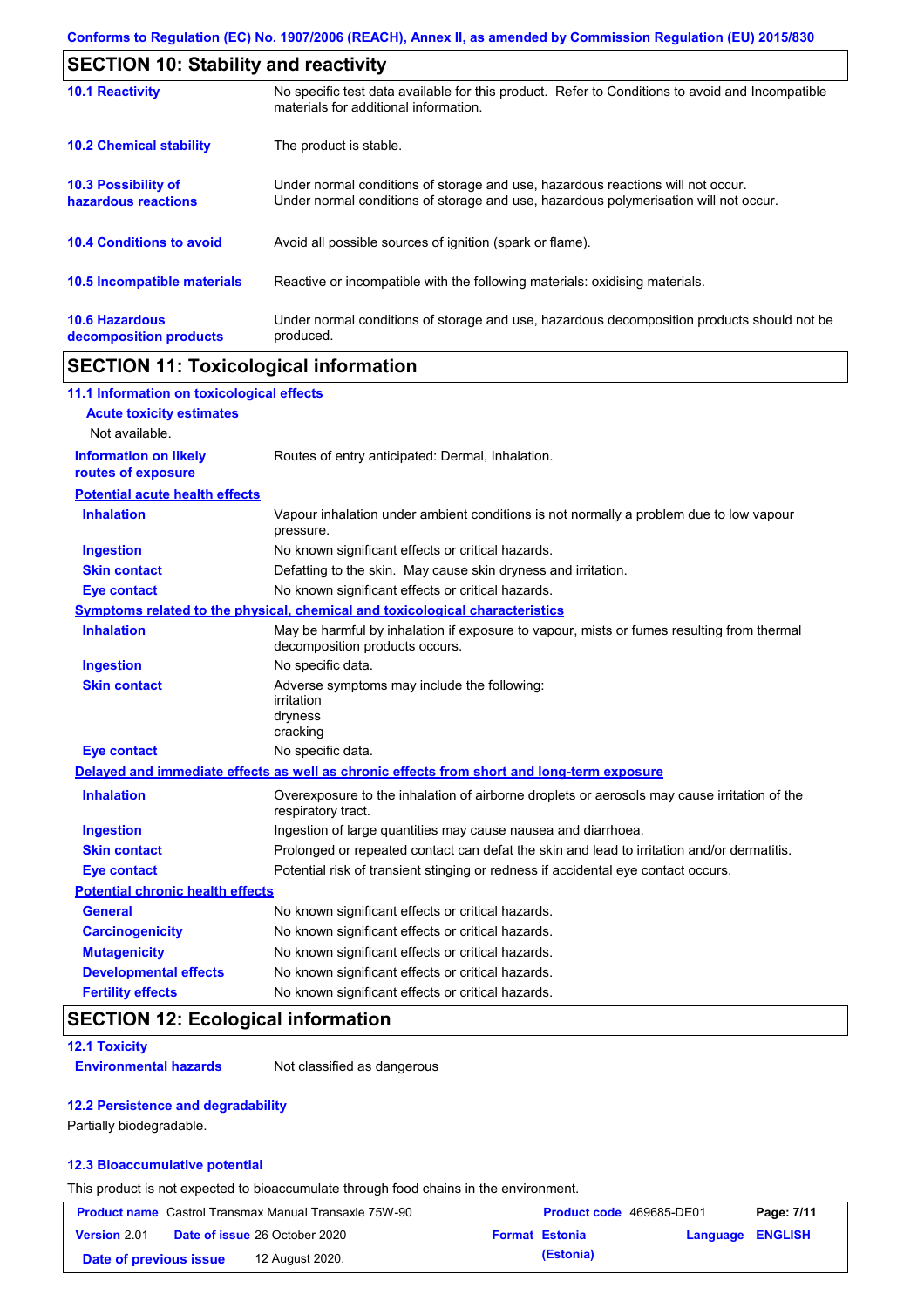## SECTION 10: Stability and reactivity

| | |
|---|---|
| **10.1 Reactivity** | No specific test data available for this product. Refer to Conditions to avoid and Incompatible materials for additional information. |
| **10.2 Chemical stability** | The product is stable. |
| **10.3 Possibility of hazardous reactions** | Under normal conditions of storage and use, hazardous reactions will not occur. Under normal conditions of storage and use, hazardous polymerisation will not occur. |
| **10.4 Conditions to avoid** | Avoid all possible sources of ignition (spark or flame). |
| **10.5 Incompatible materials** | Reactive or incompatible with the following materials: oxidising materials. |
| **10.6 Hazardous decomposition products** | Under normal conditions of storage and use, hazardous decomposition products should not be produced. |

## SECTION 11: Toxicological information

### 11.1 Information on toxicological effects

**Acute toxicity estimates**

Not available.

| | |
|---|---|
| **Information on likely routes of exposure** | Routes of entry anticipated: Dermal, Inhalation. |

**Potential acute health effects**

| | |
|---|---|
| **Inhalation** | Vapour inhalation under ambient conditions is not normally a problem due to low vapour pressure. |
| **Ingestion** | No known significant effects or critical hazards. |
| **Skin contact** | Defatting to the skin. May cause skin dryness and irritation. |
| **Eye contact** | No known significant effects or critical hazards. |

**Symptoms related to the physical, chemical and toxicological characteristics**

| | |
|---|---|
| **Inhalation** | May be harmful by inhalation if exposure to vapour, mists or fumes resulting from thermal decomposition products occurs. |
| **Ingestion** | No specific data. |
| **Skin contact** | Adverse symptoms may include the following:<br>irritation<br>dryness<br>cracking |
| **Eye contact** | No specific data. |

**Delayed and immediate effects as well as chronic effects from short and long-term exposure**

| | |
|---|---|
| **Inhalation** | Overexposure to the inhalation of airborne droplets or aerosols may cause irritation of the respiratory tract. |
| **Ingestion** | Ingestion of large quantities may cause nausea and diarrhoea. |
| **Skin contact** | Prolonged or repeated contact can defat the skin and lead to irritation and/or dermatitis. |
| **Eye contact** | Potential risk of transient stinging or redness if accidental eye contact occurs. |

**Potential chronic health effects**

| | |
|---|---|
| **General** | No known significant effects or critical hazards. |
| **Carcinogenicity** | No known significant effects or critical hazards. |
| **Mutagenicity** | No known significant effects or critical hazards. |
| **Developmental effects** | No known significant effects or critical hazards. |
| **Fertility effects** | No known significant effects or critical hazards. |

## SECTION 12: Ecological information

### 12.1 Toxicity

| | |
|---|---|
| **Environmental hazards** | Not classified as dangerous |

### 12.2 Persistence and degradability

Partially biodegradable.

### 12.3 Bioaccumulative potential

This product is not expected to bioaccumulate through food chains in the environment.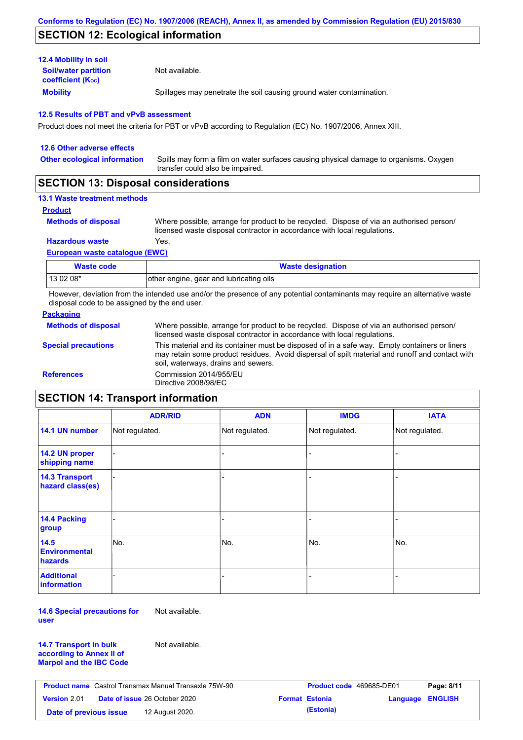## SECTION 12: Ecological information

### 12.4 Mobility in soil

**Soil/water partition coefficient ($K_{OC}$)**: Not available.

**Mobility**: Spillages may penetrate the soil causing ground water contamination.

### 12.5 Results of PBT and vPvB assessment

Product does not meet the criteria for PBT or vPvB according to Regulation (EC) No. 1907/2006, Annex XIII.

### 12.6 Other adverse effects

**Other ecological information**: Spills may form a film on water surfaces causing physical damage to organisms. Oxygen transfer could also be impaired.

## SECTION 13: Disposal considerations

### 13.1 Waste treatment methods

**Product**

**Methods of disposal**: Where possible, arrange for product to be recycled. Dispose of via an authorised person/ licensed waste disposal contractor in accordance with local regulations.

**Hazardous waste**: Yes.

**European waste catalogue (EWC)**

| Waste code | Waste designation |
| --- | --- |
| 13 02 08* | other engine, gear and lubricating oils |

However, deviation from the intended use and/or the presence of any potential contaminants may require an alternative waste disposal code to be assigned by the end user.

**Packaging**

**Methods of disposal**: Where possible, arrange for product to be recycled. Dispose of via an authorised person/ licensed waste disposal contractor in accordance with local regulations.

**Special precautions**: This material and its container must be disposed of in a safe way. Empty containers or liners may retain some product residues. Avoid dispersal of spilt material and runoff and contact with soil, waterways, drains and sewers.

**References**: Commission 2014/955/EU
Directive 2008/98/EC

## SECTION 14: Transport information

| | ADR/RID | ADN | IMDG | IATA |
| --- | --- | --- | --- | --- |
| 14.1 UN number | Not regulated. | Not regulated. | Not regulated. | Not regulated. |
| 14.2 UN proper shipping name | - | - | - | - |
| 14.3 Transport hazard class(es) | - | - | - | - |
| 14.4 Packing group | - | - | - | - |
| 14.5 Environmental hazards | No. | No. | No. | No. |
| Additional information | - | - | - | - |

**14.6 Special precautions for user**: Not available.

**14.7 Transport in bulk according to Annex II of Marpol and the IBC Code**: Not available.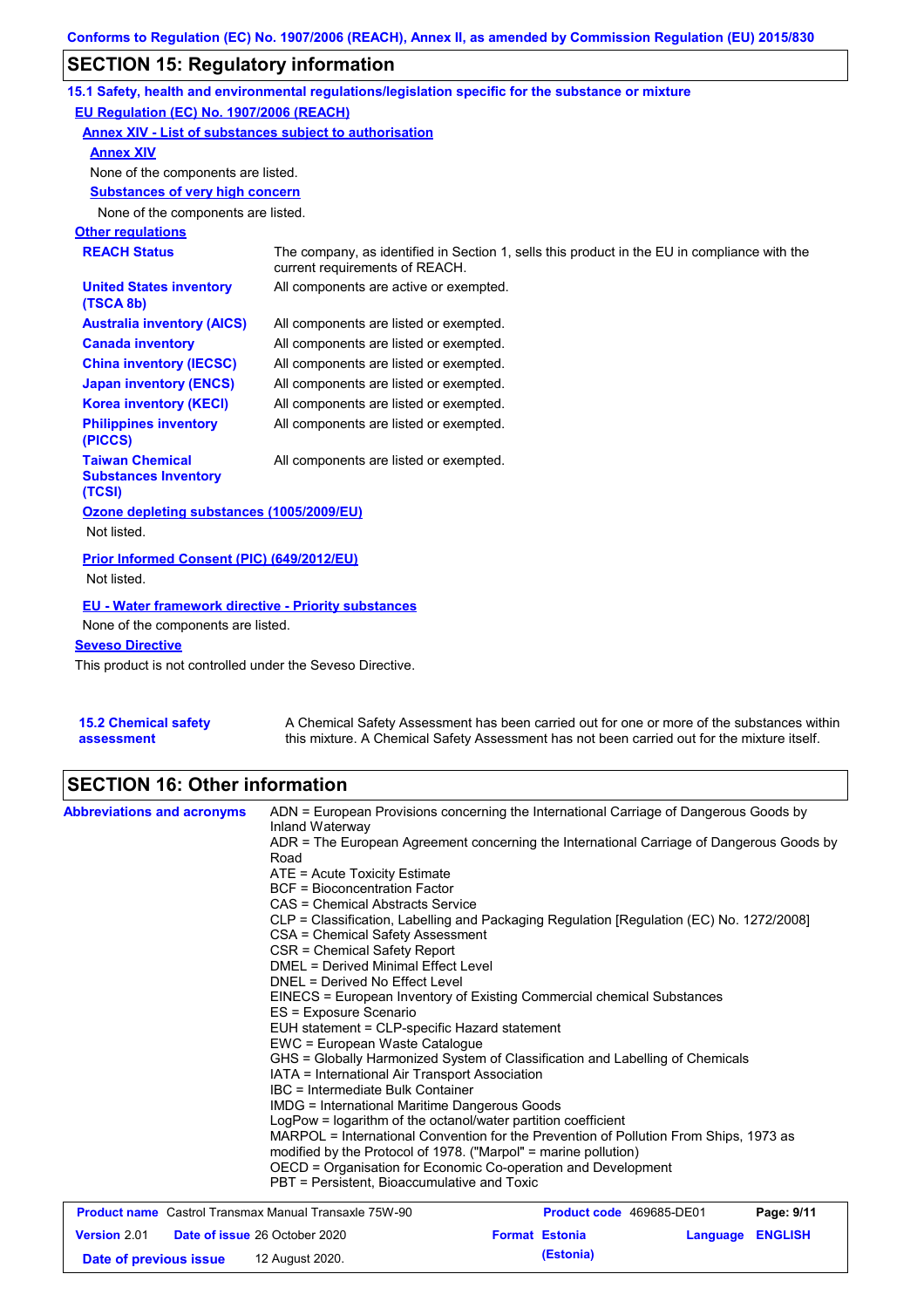## SECTION 15: Regulatory information

### 15.1 Safety, health and environmental regulations/legislation specific for the substance or mixture

**EU Regulation (EC) No. 1907/2006 (REACH)**

**Annex XIV - List of substances subject to authorisation**

**Annex XIV**

None of the components are listed.

**Substances of very high concern**

None of the components are listed.

**Other regulations**

| | |
|---|---|
| **REACH Status** | The company, as identified in Section 1, sells this product in the EU in compliance with the current requirements of REACH. |
| **United States inventory (TSCA 8b)** | All components are active or exempted. |
| **Australia inventory (AICS)** | All components are listed or exempted. |
| **Canada inventory** | All components are listed or exempted. |
| **China inventory (IECSC)** | All components are listed or exempted. |
| **Japan inventory (ENCS)** | All components are listed or exempted. |
| **Korea inventory (KECI)** | All components are listed or exempted. |
| **Philippines inventory (PICCS)** | All components are listed or exempted. |
| **Taiwan Chemical Substances Inventory (TCSI)** | All components are listed or exempted. |

**Ozone depleting substances (1005/2009/EU)**

Not listed.

**Prior Informed Consent (PIC) (649/2012/EU)**

Not listed.

**EU - Water framework directive - Priority substances**

None of the components are listed.

**Seveso Directive**

This product is not controlled under the Seveso Directive.

**15.2 Chemical safety assessment** — A Chemical Safety Assessment has been carried out for one or more of the substances within this mixture. A Chemical Safety Assessment has not been carried out for the mixture itself.

## SECTION 16: Other information

**Abbreviations and acronyms**

ADN = European Provisions concerning the International Carriage of Dangerous Goods by Inland Waterway
ADR = The European Agreement concerning the International Carriage of Dangerous Goods by Road
ATE = Acute Toxicity Estimate
BCF = Bioconcentration Factor
CAS = Chemical Abstracts Service
CLP = Classification, Labelling and Packaging Regulation [Regulation (EC) No. 1272/2008]
CSA = Chemical Safety Assessment
CSR = Chemical Safety Report
DMEL = Derived Minimal Effect Level
DNEL = Derived No Effect Level
EINECS = European Inventory of Existing Commercial chemical Substances
ES = Exposure Scenario
EUH statement = CLP-specific Hazard statement
EWC = European Waste Catalogue
GHS = Globally Harmonized System of Classification and Labelling of Chemicals
IATA = International Air Transport Association
IBC = Intermediate Bulk Container
IMDG = International Maritime Dangerous Goods
LogPow = logarithm of the octanol/water partition coefficient
MARPOL = International Convention for the Prevention of Pollution From Ships, 1973 as modified by the Protocol of 1978. ("Marpol" = marine pollution)
OECD = Organisation for Economic Co-operation and Development
PBT = Persistent, Bioaccumulative and Toxic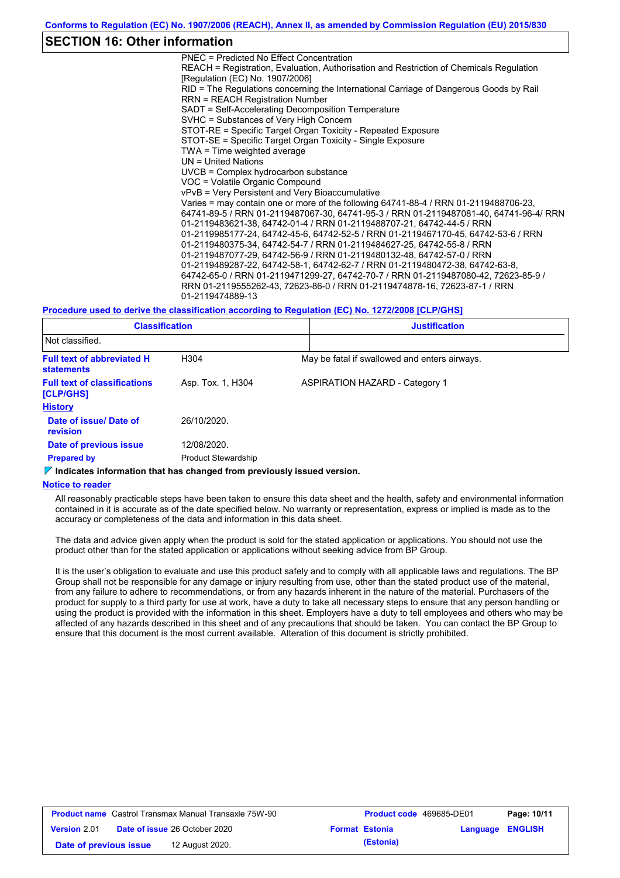## SECTION 16: Other information

PNEC = Predicted No Effect Concentration
REACH = Registration, Evaluation, Authorisation and Restriction of Chemicals Regulation [Regulation (EC) No. 1907/2006]
RID = The Regulations concerning the International Carriage of Dangerous Goods by Rail
RRN = REACH Registration Number
SADT = Self-Accelerating Decomposition Temperature
SVHC = Substances of Very High Concern
STOT-RE = Specific Target Organ Toxicity - Repeated Exposure
STOT-SE = Specific Target Organ Toxicity - Single Exposure
TWA = Time weighted average
UN = United Nations
UVCB = Complex hydrocarbon substance
VOC = Volatile Organic Compound
vPvB = Very Persistent and Very Bioaccumulative
Varies = may contain one or more of the following 64741-88-4 / RRN 01-2119488706-23, 64741-89-5 / RRN 01-2119487067-30, 64741-95-3 / RRN 01-2119487081-40, 64741-96-4/ RRN 01-2119483621-38, 64742-01-4 / RRN 01-2119488707-21, 64742-44-5 / RRN 01-2119985177-24, 64742-45-6, 64742-52-5 / RRN 01-2119467170-45, 64742-53-6 / RRN 01-2119480375-34, 64742-54-7 / RRN 01-2119484627-25, 64742-55-8 / RRN 01-2119487077-29, 64742-56-9 / RRN 01-2119480132-48, 64742-57-0 / RRN 01-2119489287-22, 64742-58-1, 64742-62-7 / RRN 01-2119480472-38, 64742-63-8, 64742-65-0 / RRN 01-2119471299-27, 64742-70-7 / RRN 01-2119487080-42, 72623-85-9 / RRN 01-2119555262-43, 72623-86-0 / RRN 01-2119474878-16, 72623-87-1 / RRN 01-2119474889-13

**Procedure used to derive the classification according to Regulation (EC) No. 1272/2008 [CLP/GHS]**

| Classification | Justification |
|---|---|
| Not classified. | |

**Full text of abbreviated H statements**: H304 — May be fatal if swallowed and enters airways.

**Full text of classifications [CLP/GHS]**: Asp. Tox. 1, H304 — ASPIRATION HAZARD - Category 1

**History**

**Date of issue/ Date of revision**: 26/10/2020.

**Date of previous issue**: 12/08/2020.

**Prepared by**: Product Stewardship

**Indicates information that has changed from previously issued version.**

**Notice to reader**

All reasonably practicable steps have been taken to ensure this data sheet and the health, safety and environmental information contained in it is accurate as of the date specified below. No warranty or representation, express or implied is made as to the accuracy or completeness of the data and information in this data sheet.

The data and advice given apply when the product is sold for the stated application or applications. You should not use the product other than for the stated application or applications without seeking advice from BP Group.

It is the user's obligation to evaluate and use this product safely and to comply with all applicable laws and regulations. The BP Group shall not be responsible for any damage or injury resulting from use, other than the stated product use of the material, from any failure to adhere to recommendations, or from any hazards inherent in the nature of the material. Purchasers of the product for supply to a third party for use at work, have a duty to take all necessary steps to ensure that any person handling or using the product is provided with the information in this sheet. Employers have a duty to tell employees and others who may be affected of any hazards described in this sheet and of any precautions that should be taken. You can contact the BP Group to ensure that this document is the most current available. Alteration of this document is strictly prohibited.